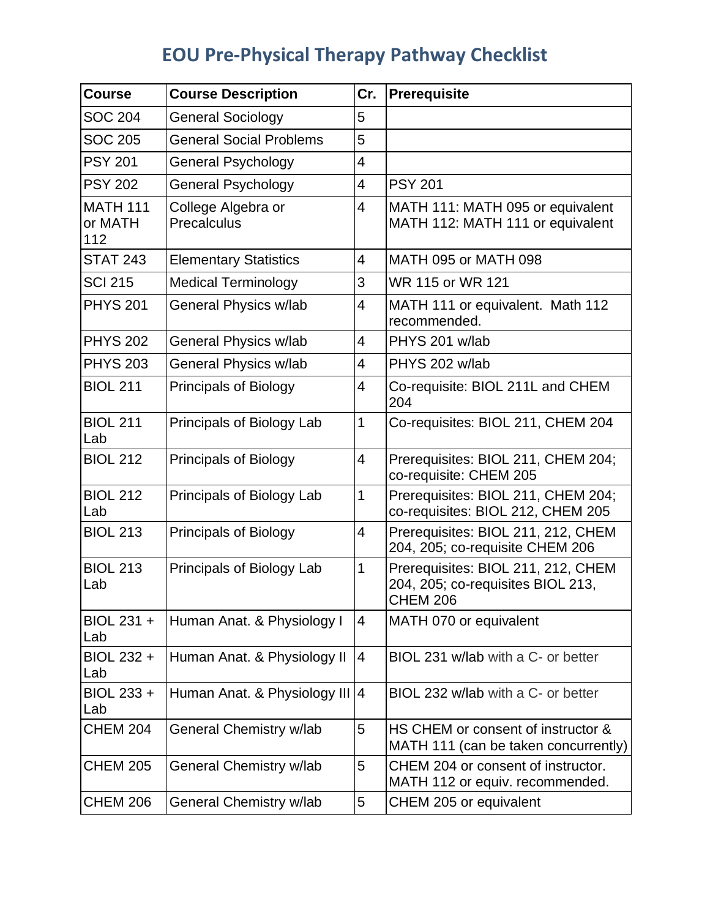# EOU Pre-Physical Therapy Pathway Checklist

| Course | Course Description | Cr. | Prerequisite |
|---|---|---|---|
| SOC 204 | General Sociology | 5 | |
| SOC 205 | General Social Problems | 5 | |
| PSY 201 | General Psychology | 4 | |
| PSY 202 | General Psychology | 4 | PSY 201 |
| MATH 111 or MATH 112 | College Algebra or Precalculus | 4 | MATH 111: MATH 095 or equivalent MATH 112: MATH 111 or equivalent |
| STAT 243 | Elementary Statistics | 4 | MATH 095 or MATH 098 |
| SCI 215 | Medical Terminology | 3 | WR 115 or WR 121 |
| PHYS 201 | General Physics w/lab | 4 | MATH 111 or equivalent. Math 112 recommended. |
| PHYS 202 | General Physics w/lab | 4 | PHYS 201 w/lab |
| PHYS 203 | General Physics w/lab | 4 | PHYS 202 w/lab |
| BIOL 211 | Principals of Biology | 4 | Co-requisite: BIOL 211L and CHEM 204 |
| BIOL 211 Lab | Principals of Biology Lab | 1 | Co-requisites: BIOL 211, CHEM 204 |
| BIOL 212 | Principals of Biology | 4 | Prerequisites: BIOL 211, CHEM 204; co-requisite: CHEM 205 |
| BIOL 212 Lab | Principals of Biology Lab | 1 | Prerequisites: BIOL 211, CHEM 204; co-requisites: BIOL 212, CHEM 205 |
| BIOL 213 | Principals of Biology | 4 | Prerequisites: BIOL 211, 212, CHEM 204, 205; co-requisite CHEM 206 |
| BIOL 213 Lab | Principals of Biology Lab | 1 | Prerequisites: BIOL 211, 212, CHEM 204, 205; co-requisites BIOL 213, CHEM 206 |
| BIOL 231 + Lab | Human Anat. & Physiology I | 4 | MATH 070 or equivalent |
| BIOL 232 + Lab | Human Anat. & Physiology II | 4 | BIOL 231 w/lab with a C- or better |
| BIOL 233 + Lab | Human Anat. & Physiology III | 4 | BIOL 232 w/lab with a C- or better |
| CHEM 204 | General Chemistry w/lab | 5 | HS CHEM or consent of instructor & MATH 111 (can be taken concurrently) |
| CHEM 205 | General Chemistry w/lab | 5 | CHEM 204 or consent of instructor. MATH 112 or equiv. recommended. |
| CHEM 206 | General Chemistry w/lab | 5 | CHEM 205 or equivalent |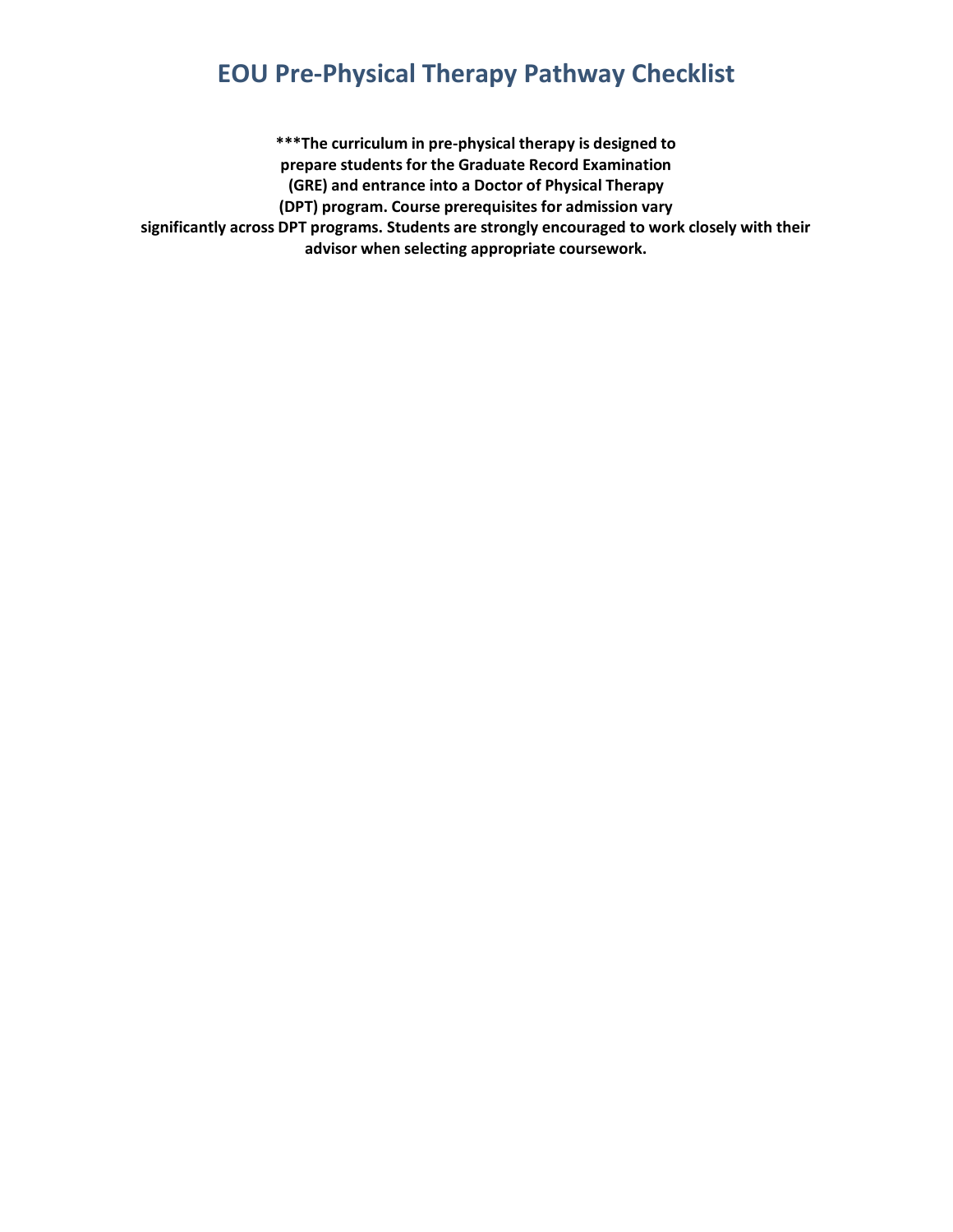# EOU Pre-Physical Therapy Pathway Checklist

**\*\*\*The curriculum in pre-physical therapy is designed to prepare students for the Graduate Record Examination (GRE) and entrance into a Doctor of Physical Therapy (DPT) program. Course prerequisites for admission vary significantly across DPT programs. Students are strongly encouraged to work closely with their advisor when selecting appropriate coursework.**